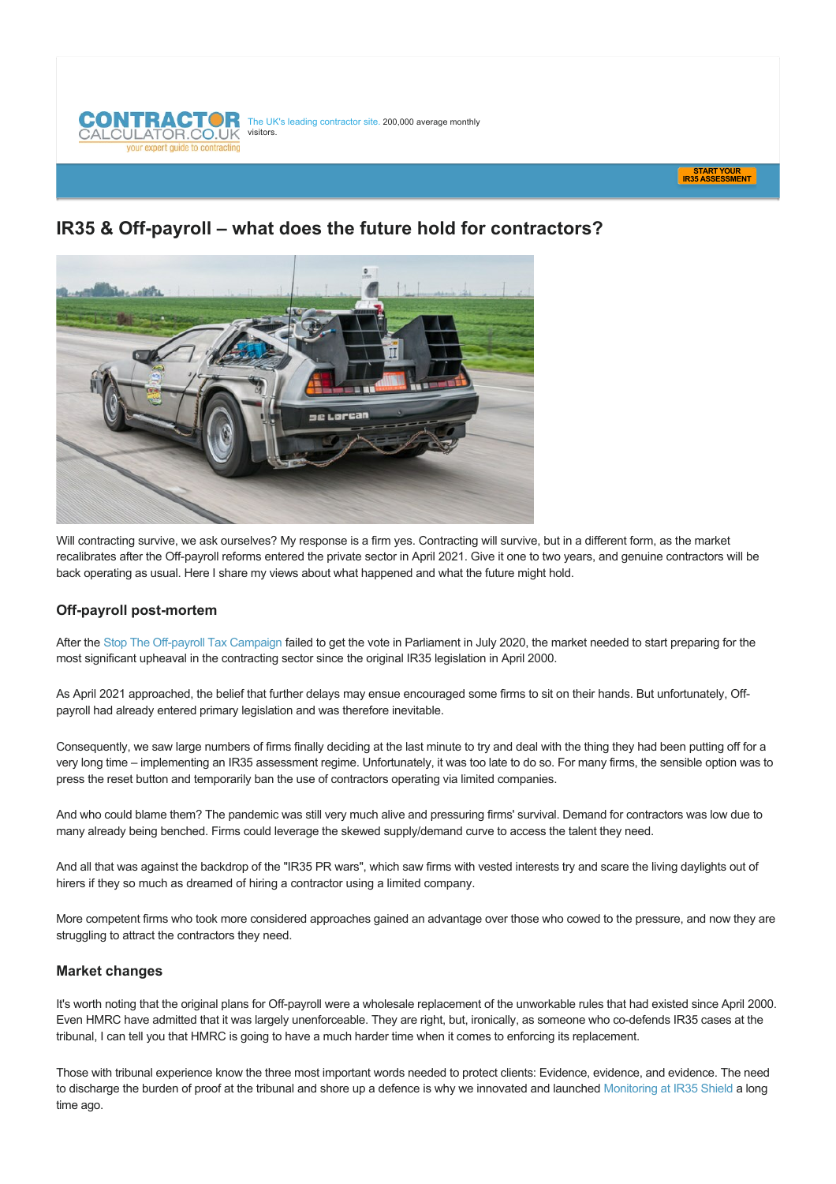CONTRACTOR CALCULATOR.CO.UK your expert guide to contracting

The UK's leading contractor site. 200,000 average monthly visitors.

START YOUR IR35 ASSESSMENT

# IR35 & Off-payroll – what does the future hold for contractors?

Will contracting survive, we ask ourselves? My response is a firm yes. Contracting will survive, but in a different form, as the market recalibrates after the Off-payroll reforms entered the private sector in April 2021. Give it one to two years, and genuine contractors will be back operating as usual. Here I share my views about what happened and what the future might hold.

## Off-payroll post-mortem

After the Stop The Off-payroll Tax Campaign failed to get the vote in Parliament in July 2020, the market needed to start preparing for the most significant upheaval in the contracting sector since the original IR35 legislation in April 2000.

As April 2021 approached, the belief that further delays may ensue encouraged some firms to sit on their hands. But unfortunately, Off-payroll had already entered primary legislation and was therefore inevitable.

Consequently, we saw large numbers of firms finally deciding at the last minute to try and deal with the thing they had been putting off for a very long time – implementing an IR35 assessment regime. Unfortunately, it was too late to do so. For many firms, the sensible option was to press the reset button and temporarily ban the use of contractors operating via limited companies.

And who could blame them? The pandemic was still very much alive and pressuring firms' survival. Demand for contractors was low due to many already being benched. Firms could leverage the skewed supply/demand curve to access the talent they need.

And all that was against the backdrop of the "IR35 PR wars", which saw firms with vested interests try and scare the living daylights out of hirers if they so much as dreamed of hiring a contractor using a limited company.

More competent firms who took more considered approaches gained an advantage over those who cowed to the pressure, and now they are struggling to attract the contractors they need.

## Market changes

It's worth noting that the original plans for Off-payroll were a wholesale replacement of the unworkable rules that had existed since April 2000. Even HMRC have admitted that it was largely unenforceable. They are right, but, ironically, as someone who co-defends IR35 cases at the tribunal, I can tell you that HMRC is going to have a much harder time when it comes to enforcing its replacement.

Those with tribunal experience know the three most important words needed to protect clients: Evidence, evidence, and evidence. The need to discharge the burden of proof at the tribunal and shore up a defence is why we innovated and launched Monitoring at IR35 Shield a long time ago.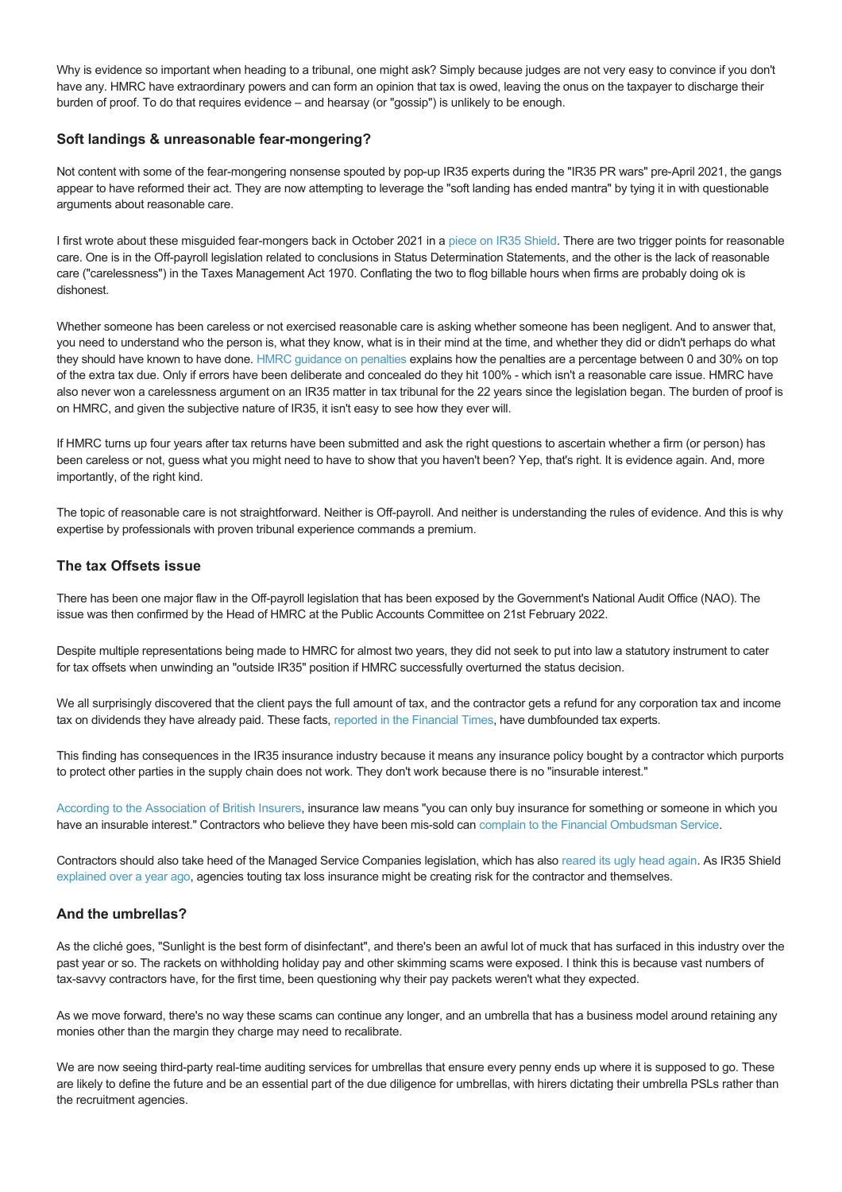Why is evidence so important when heading to a tribunal, one might ask? Simply because judges are not very easy to convince if you don't have any. HMRC have extraordinary powers and can form an opinion that tax is owed, leaving the onus on the taxpayer to discharge their burden of proof. To do that requires evidence – and hearsay (or "gossip") is unlikely to be enough.

### Soft landings & unreasonable fear-mongering?

Not content with some of the fear-mongering nonsense spouted by pop-up IR35 experts during the "IR35 PR wars" pre-April 2021, the gangs appear to have reformed their act. They are now attempting to leverage the "soft landing has ended mantra" by tying it in with questionable arguments about reasonable care.

I first wrote about these misguided fear-mongers back in October 2021 in a piece on IR35 Shield. There are two trigger points for reasonable care. One is in the Off-payroll legislation related to conclusions in Status Determination Statements, and the other is the lack of reasonable care ("carelessness") in the Taxes Management Act 1970. Conflating the two to flog billable hours when firms are probably doing ok is dishonest.

Whether someone has been careless or not exercised reasonable care is asking whether someone has been negligent. And to answer that, you need to understand who the person is, what they know, what is in their mind at the time, and whether they did or didn't perhaps do what they should have known to have done. HMRC guidance on penalties explains how the penalties are a percentage between 0 and 30% on top of the extra tax due. Only if errors have been deliberate and concealed do they hit 100% - which isn't a reasonable care issue. HMRC have also never won a carelessness argument on an IR35 matter in tax tribunal for the 22 years since the legislation began. The burden of proof is on HMRC, and given the subjective nature of IR35, it isn't easy to see how they ever will.

If HMRC turns up four years after tax returns have been submitted and ask the right questions to ascertain whether a firm (or person) has been careless or not, guess what you might need to have to show that you haven't been? Yep, that's right. It is evidence again. And, more importantly, of the right kind.

The topic of reasonable care is not straightforward. Neither is Off-payroll. And neither is understanding the rules of evidence. And this is why expertise by professionals with proven tribunal experience commands a premium.

### The tax Offsets issue

There has been one major flaw in the Off-payroll legislation that has been exposed by the Government's National Audit Office (NAO). The issue was then confirmed by the Head of HMRC at the Public Accounts Committee on 21st February 2022.

Despite multiple representations being made to HMRC for almost two years, they did not seek to put into law a statutory instrument to cater for tax offsets when unwinding an "outside IR35" position if HMRC successfully overturned the status decision.

We all surprisingly discovered that the client pays the full amount of tax, and the contractor gets a refund for any corporation tax and income tax on dividends they have already paid. These facts, reported in the Financial Times, have dumbfounded tax experts.

This finding has consequences in the IR35 insurance industry because it means any insurance policy bought by a contractor which purports to protect other parties in the supply chain does not work. They don't work because there is no "insurable interest."

According to the Association of British Insurers, insurance law means "you can only buy insurance for something or someone in which you have an insurable interest." Contractors who believe they have been mis-sold can complain to the Financial Ombudsman Service.

Contractors should also take heed of the Managed Service Companies legislation, which has also reared its ugly head again. As IR35 Shield explained over a year ago, agencies touting tax loss insurance might be creating risk for the contractor and themselves.

### And the umbrellas?

As the cliché goes, "Sunlight is the best form of disinfectant", and there's been an awful lot of muck that has surfaced in this industry over the past year or so. The rackets on withholding holiday pay and other skimming scams were exposed. I think this is because vast numbers of tax-savvy contractors have, for the first time, been questioning why their pay packets weren't what they expected.

As we move forward, there's no way these scams can continue any longer, and an umbrella that has a business model around retaining any monies other than the margin they charge may need to recalibrate.

We are now seeing third-party real-time auditing services for umbrellas that ensure every penny ends up where it is supposed to go. These are likely to define the future and be an essential part of the due diligence for umbrellas, with hirers dictating their umbrella PSLs rather than the recruitment agencies.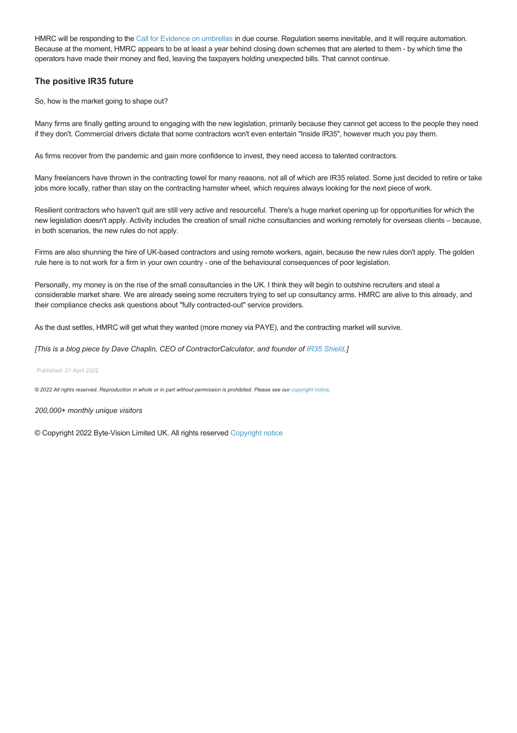HMRC will be responding to the Call for Evidence on umbrellas in due course. Regulation seems inevitable, and it will require automation. Because at the moment, HMRC appears to be at least a year behind closing down schemes that are alerted to them - by which time the operators have made their money and fled, leaving the taxpayers holding unexpected bills. That cannot continue.

### The positive IR35 future

So, how is the market going to shape out?

Many firms are finally getting around to engaging with the new legislation, primarily because they cannot get access to the people they need if they don't. Commercial drivers dictate that some contractors won't even entertain "Inside IR35", however much you pay them.

As firms recover from the pandemic and gain more confidence to invest, they need access to talented contractors.

Many freelancers have thrown in the contracting towel for many reasons, not all of which are IR35 related. Some just decided to retire or take jobs more locally, rather than stay on the contracting hamster wheel, which requires always looking for the next piece of work.

Resilient contractors who haven't quit are still very active and resourceful. There's a huge market opening up for opportunities for which the new legislation doesn't apply. Activity includes the creation of small niche consultancies and working remotely for overseas clients – because, in both scenarios, the new rules do not apply.

Firms are also shunning the hire of UK-based contractors and using remote workers, again, because the new rules don't apply. The golden rule here is to not work for a firm in your own country - one of the behavioural consequences of poor legislation.

Personally, my money is on the rise of the small consultancies in the UK. I think they will begin to outshine recruiters and steal a considerable market share. We are already seeing some recruiters trying to set up consultancy arms. HMRC are alive to this already, and their compliance checks ask questions about "fully contracted-out" service providers.

As the dust settles, HMRC will get what they wanted (more money via PAYE), and the contracting market will survive.

*[This is a blog piece by Dave Chaplin, CEO of ContractorCalculator, and founder of IR35 Shield.]*

Published: 21 April 2022

*© 2022 All rights reserved. Reproduction in whole or in part without permission is prohibited. Please see our copyright notice.*

*200,000+ monthly unique visitors*

© Copyright 2022 Byte-Vision Limited UK. All rights reserved Copyright notice